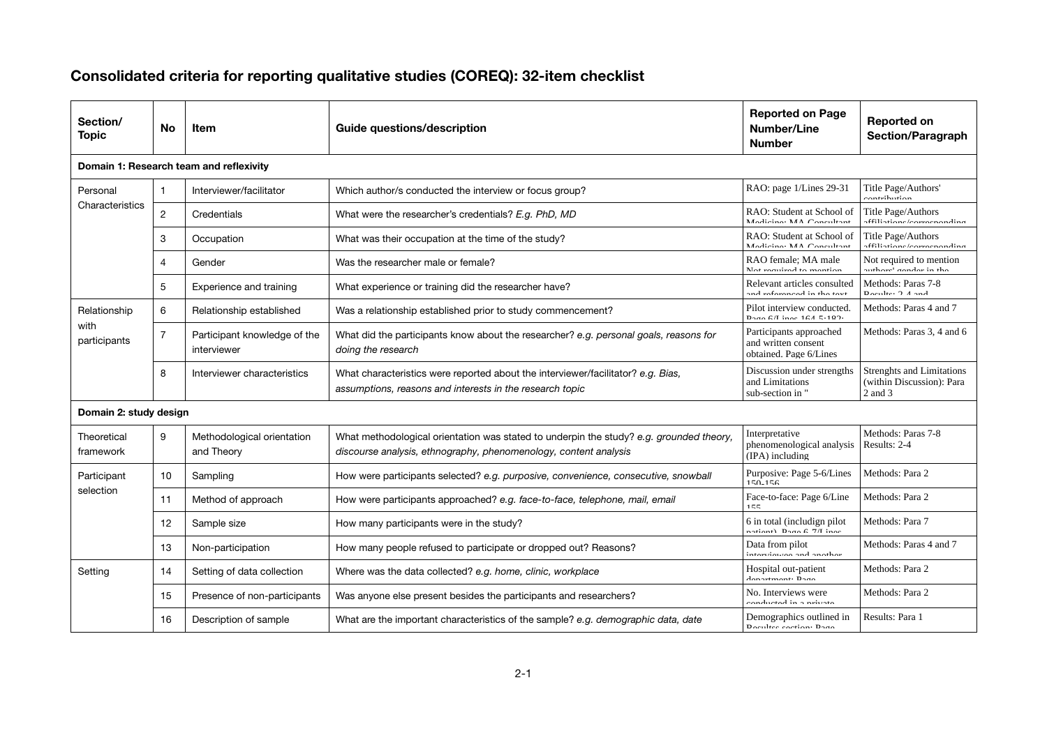# Consolidated criteria for reporting qualitative studies (COREQ): 32-item checklist

| Section/ Topic | No | Item | Guide questions/description | Reported on Page Number/Line Number | Reported on Section/Paragraph |
|---|---|---|---|---|---|
| **Domain 1: Research team and reflexivity** | | | | | |
| Personal Characteristics | 1 | Interviewer/facilitator | Which author/s conducted the interview or focus group? | RAO: page 1/Lines 29-31 | Title Page/Authors' contribution |
| | 2 | Credentials | What were the researcher's credentials? *E.g. PhD, MD* | RAO: Student at School of Medicine; MA Consultant | Title Page/Authors affiliations/corresponding |
| | 3 | Occupation | What was their occupation at the time of the study? | RAO: Student at School of Medicine; MA Consultant | Title Page/Authors affiliations/corresponding |
| | 4 | Gender | Was the researcher male or female? | RAO female; MA male Not required to mention | Not required to mention authors' gender in the |
| | 5 | Experience and training | What experience or training did the researcher have? | Relevant articles consulted and referenced in the text | Methods: Paras 7-8 Results: 2-4 and |
| Relationship with participants | 6 | Relationship established | Was a relationship established prior to study commencement? | Pilot interview conducted. Page 6/Lines 164-5;182; | Methods: Paras 4 and 7 |
| | 7 | Participant knowledge of the interviewer | What did the participants know about the researcher? *e.g. personal goals, reasons for doing the research* | Participants approached and written consent obtained. Page 6/Lines | Methods: Paras 3, 4 and 6 |
| | 8 | Interviewer characteristics | What characteristics were reported about the interviewer/facilitator? *e.g. Bias, assumptions, reasons and interests in the research topic* | Discussion under strengths and Limitations sub-section in " | Strenghts and Limitations (within Discussion): Para 2 and 3 |
| **Domain 2: study design** | | | | | |
| Theoretical framework | 9 | Methodological orientation and Theory | What methodological orientation was stated to underpin the study? *e.g. grounded theory, discourse analysis, ethnography, phenomenology, content analysis* | Interpretative phenomenological analysis (IPA) including | Methods: Paras 7-8 Results: 2-4 |
| Participant selection | 10 | Sampling | How were participants selected? *e.g. purposive, convenience, consecutive, snowball* | Purposive: Page 5-6/Lines 150-156 | Methods: Para 2 |
| | 11 | Method of approach | How were participants approached? *e.g. face-to-face, telephone, mail, email* | Face-to-face: Page 6/Line 155 | Methods: Para 2 |
| | 12 | Sample size | How many participants were in the study? | 6 in total (includign pilot patient) Page 6-7/Lines | Methods: Para 7 |
| | 13 | Non-participation | How many people refused to participate or dropped out? Reasons? | Data from pilot interviewee and another | Methods: Paras 4 and 7 |
| Setting | 14 | Setting of data collection | Where was the data collected? *e.g. home, clinic, workplace* | Hospital out-patient department: Page | Methods: Para 2 |
| | 15 | Presence of non-participants | Was anyone else present besides the participants and researchers? | No. Interviews were conducted in a private | Methods: Para 2 |
| | 16 | Description of sample | What are the important characteristics of the sample? *e.g. demographic data, date* | Demographics outlined in Results section: Page | Results: Para 1 |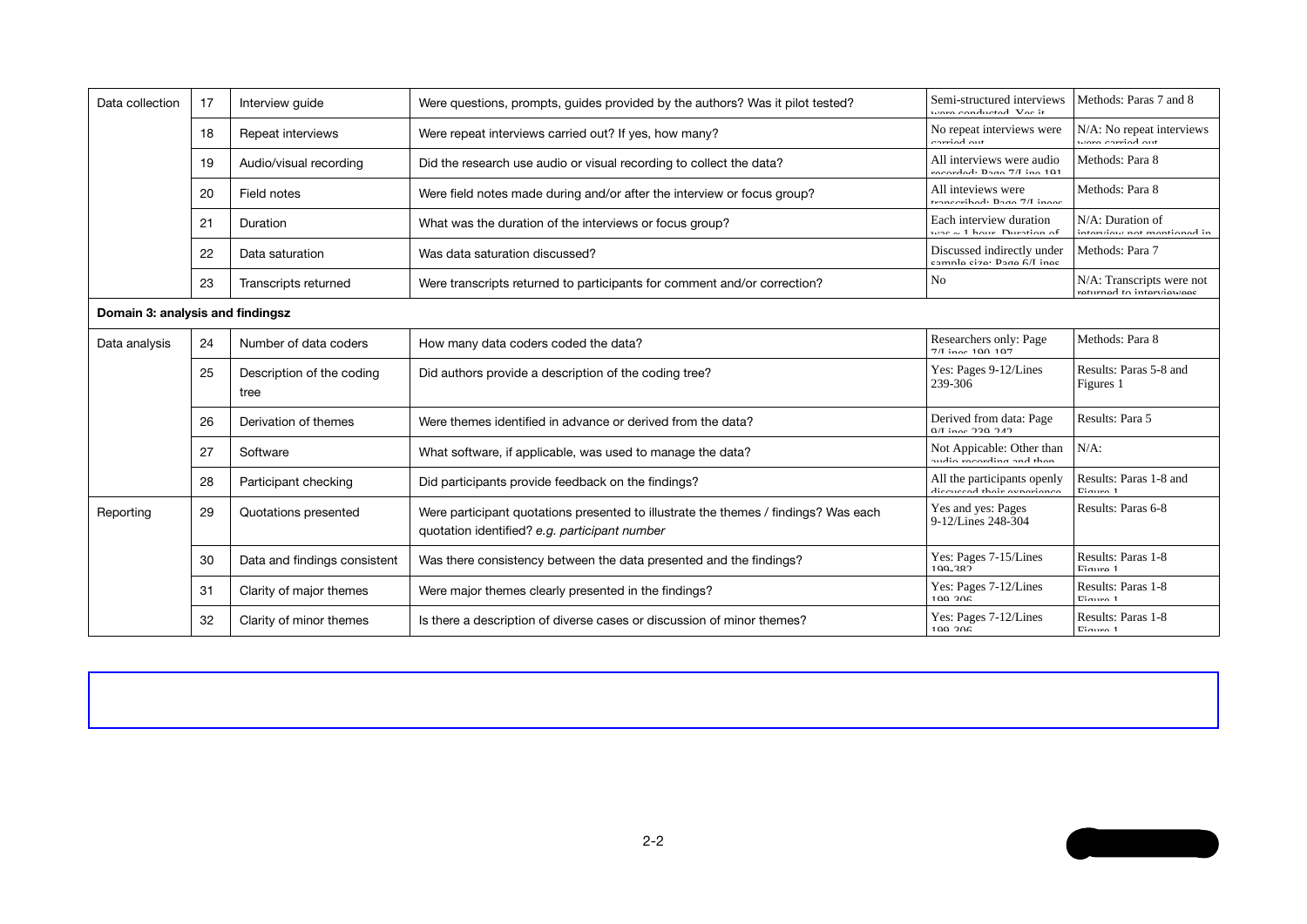| | | | | | |
|---|---|---|---|---|---|
| Data collection | 17 | Interview guide | Were questions, prompts, guides provided by the authors? Was it pilot tested? | Semi-structured interviews were conducted. Yes it | Methods: Paras 7 and 8 |
| | 18 | Repeat interviews | Were repeat interviews carried out? If yes, how many? | No repeat interviews were carried out | N/A: No repeat interviews were carried out |
| | 19 | Audio/visual recording | Did the research use audio or visual recording to collect the data? | All interviews were audio recorded: Page 7/Line 191 | Methods: Para 8 |
| | 20 | Field notes | Were field notes made during and/or after the interview or focus group? | All inteviews were transcribed: Page 7/Lines | Methods: Para 8 |
| | 21 | Duration | What was the duration of the interviews or focus group? | Each interview duration was ~ 1 hour. Duration of | N/A: Duration of interview not mentioned in |
| | 22 | Data saturation | Was data saturation discussed? | Discussed indirectly under sample size: Page 6/Lines | Methods: Para 7 |
| | 23 | Transcripts returned | Were transcripts returned to participants for comment and/or correction? | No | N/A: Transcripts were not returned to interviewees |
| **Domain 3: analysis and findingsz** | | | | | |
| Data analysis | 24 | Number of data coders | How many data coders coded the data? | Researchers only: Page 7/Lines 190-197 | Methods: Para 8 |
| | 25 | Description of the coding tree | Did authors provide a description of the coding tree? | Yes: Pages 9-12/Lines 239-306 | Results: Paras 5-8 and Figures 1 |
| | 26 | Derivation of themes | Were themes identified in advance or derived from the data? | Derived from data: Page 9/Lines 239-242 | Results: Para 5 |
| | 27 | Software | What software, if applicable, was used to manage the data? | Not Appicable: Other than audio recording and then | N/A: |
| | 28 | Participant checking | Did participants provide feedback on the findings? | All the participants openly discussed their experience | Results: Paras 1-8 and Figure 1 |
| Reporting | 29 | Quotations presented | Were participant quotations presented to illustrate the themes / findings? Was each quotation identified? *e.g. participant number* | Yes and yes: Pages 9-12/Lines 248-304 | Results: Paras 6-8 |
| | 30 | Data and findings consistent | Was there consistency between the data presented and the findings? | Yes: Pages 7-15/Lines 199-382 | Results: Paras 1-8 Figure 1 |
| | 31 | Clarity of major themes | Were major themes clearly presented in the findings? | Yes: Pages 7-12/Lines 199-306 | Results: Paras 1-8 Figure 1 |
| | 32 | Clarity of minor themes | Is there a description of diverse cases or discussion of minor themes? | Yes: Pages 7-12/Lines 199-306 | Results: Paras 1-8 Figure 1 |